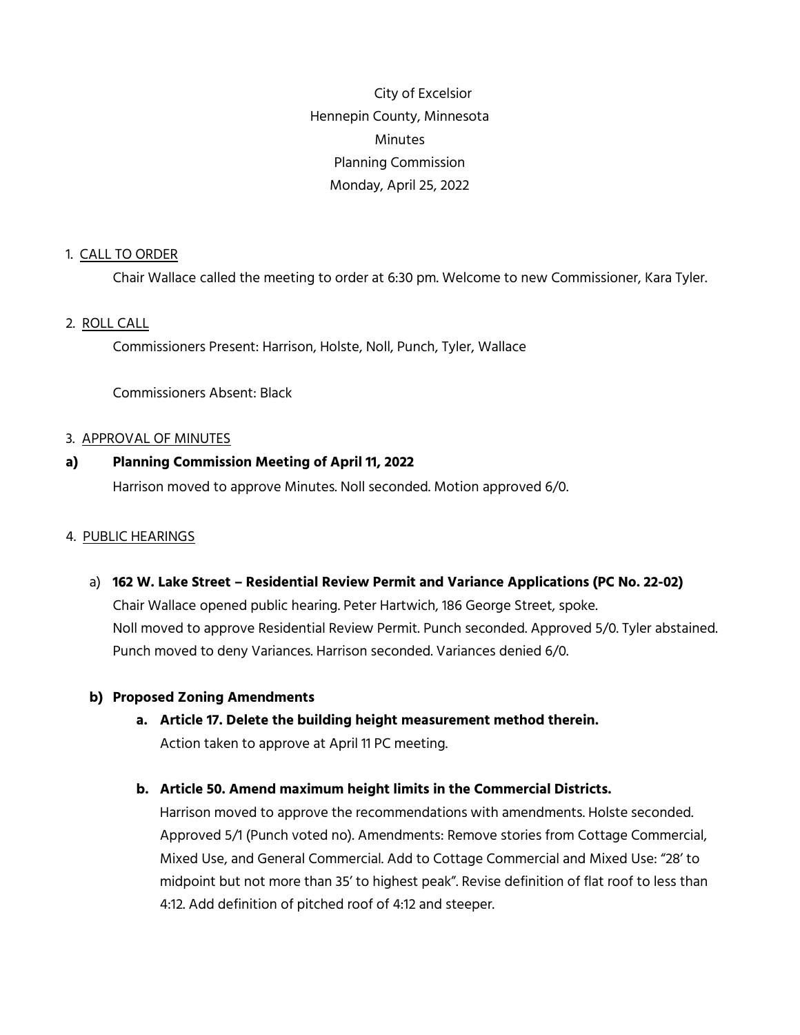City of Excelsior
Hennepin County, Minnesota
Minutes
Planning Commission
Monday, April 25, 2022

1. CALL TO ORDER

Chair Wallace called the meeting to order at 6:30 pm. Welcome to new Commissioner, Kara Tyler.

2. ROLL CALL

Commissioners Present: Harrison, Holste, Noll, Punch, Tyler, Wallace

Commissioners Absent: Black

3. APPROVAL OF MINUTES

**a) Planning Commission Meeting of April 11, 2022**

Harrison moved to approve Minutes. Noll seconded. Motion approved 6/0.

4. PUBLIC HEARINGS

a) **162 W. Lake Street – Residential Review Permit and Variance Applications (PC No. 22-02)**
Chair Wallace opened public hearing. Peter Hartwich, 186 George Street, spoke.
Noll moved to approve Residential Review Permit. Punch seconded. Approved 5/0. Tyler abstained.
Punch moved to deny Variances. Harrison seconded. Variances denied 6/0.

**b) Proposed Zoning Amendments**

**a. Article 17. Delete the building height measurement method therein.**
Action taken to approve at April 11 PC meeting.

**b. Article 50. Amend maximum height limits in the Commercial Districts.**
Harrison moved to approve the recommendations with amendments. Holste seconded. Approved 5/1 (Punch voted no). Amendments: Remove stories from Cottage Commercial, Mixed Use, and General Commercial. Add to Cottage Commercial and Mixed Use: "28' to midpoint but not more than 35' to highest peak". Revise definition of flat roof to less than 4:12. Add definition of pitched roof of 4:12 and steeper.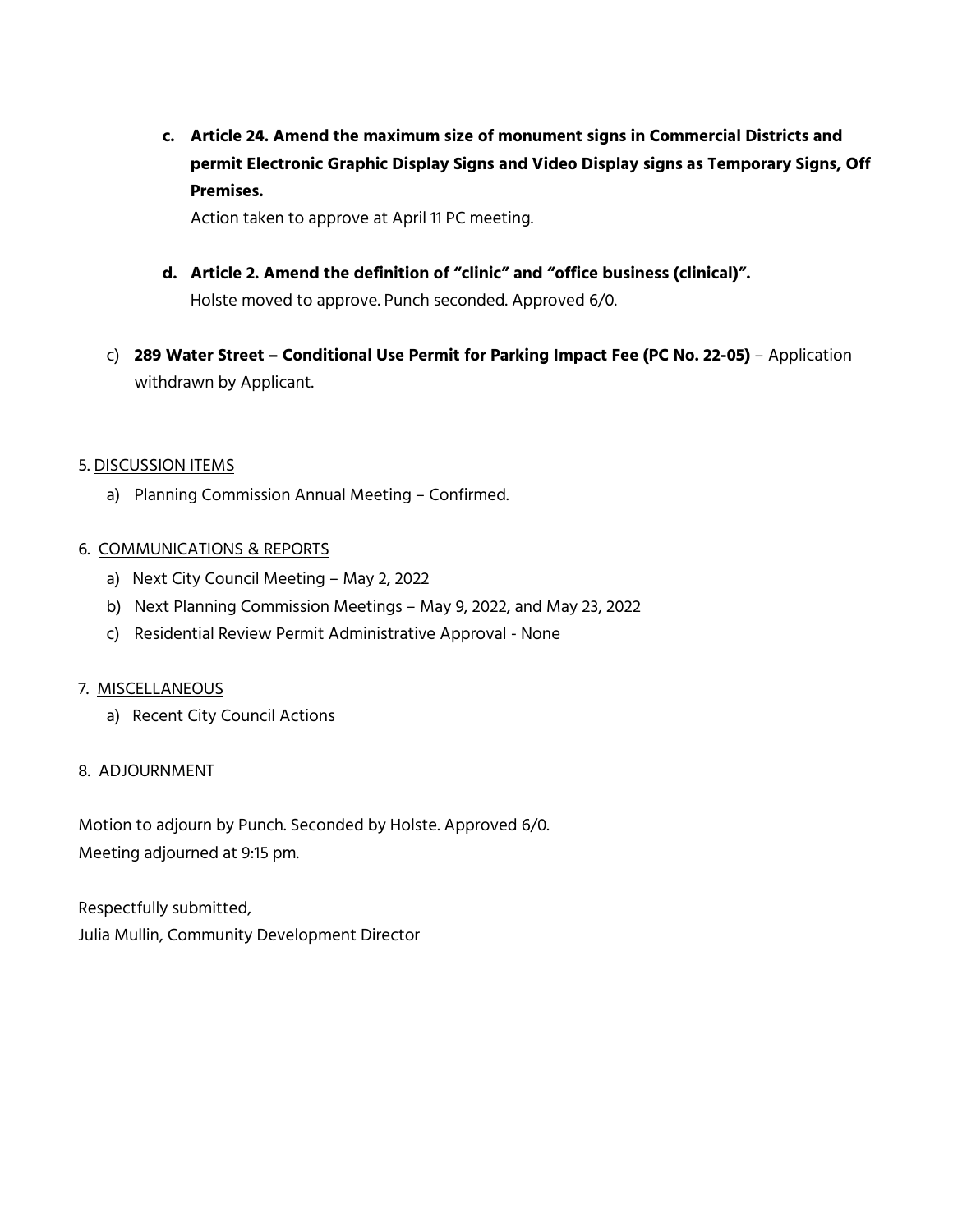c. **Article 24. Amend the maximum size of monument signs in Commercial Districts and permit Electronic Graphic Display Signs and Video Display signs as Temporary Signs, Off Premises.**
   Action taken to approve at April 11 PC meeting.

d. **Article 2. Amend the definition of "clinic" and "office business (clinical)".**
   Holste moved to approve. Punch seconded. Approved 6/0.

c) **289 Water Street – Conditional Use Permit for Parking Impact Fee (PC No. 22-05)** – Application withdrawn by Applicant.

5. DISCUSSION ITEMS

   a) Planning Commission Annual Meeting – Confirmed.

6. COMMUNICATIONS & REPORTS

   a) Next City Council Meeting – May 2, 2022
   b) Next Planning Commission Meetings – May 9, 2022, and May 23, 2022
   c) Residential Review Permit Administrative Approval - None

7. MISCELLANEOUS

   a) Recent City Council Actions

8. ADJOURNMENT

Motion to adjourn by Punch. Seconded by Holste. Approved 6/0.
Meeting adjourned at 9:15 pm.

Respectfully submitted,
Julia Mullin, Community Development Director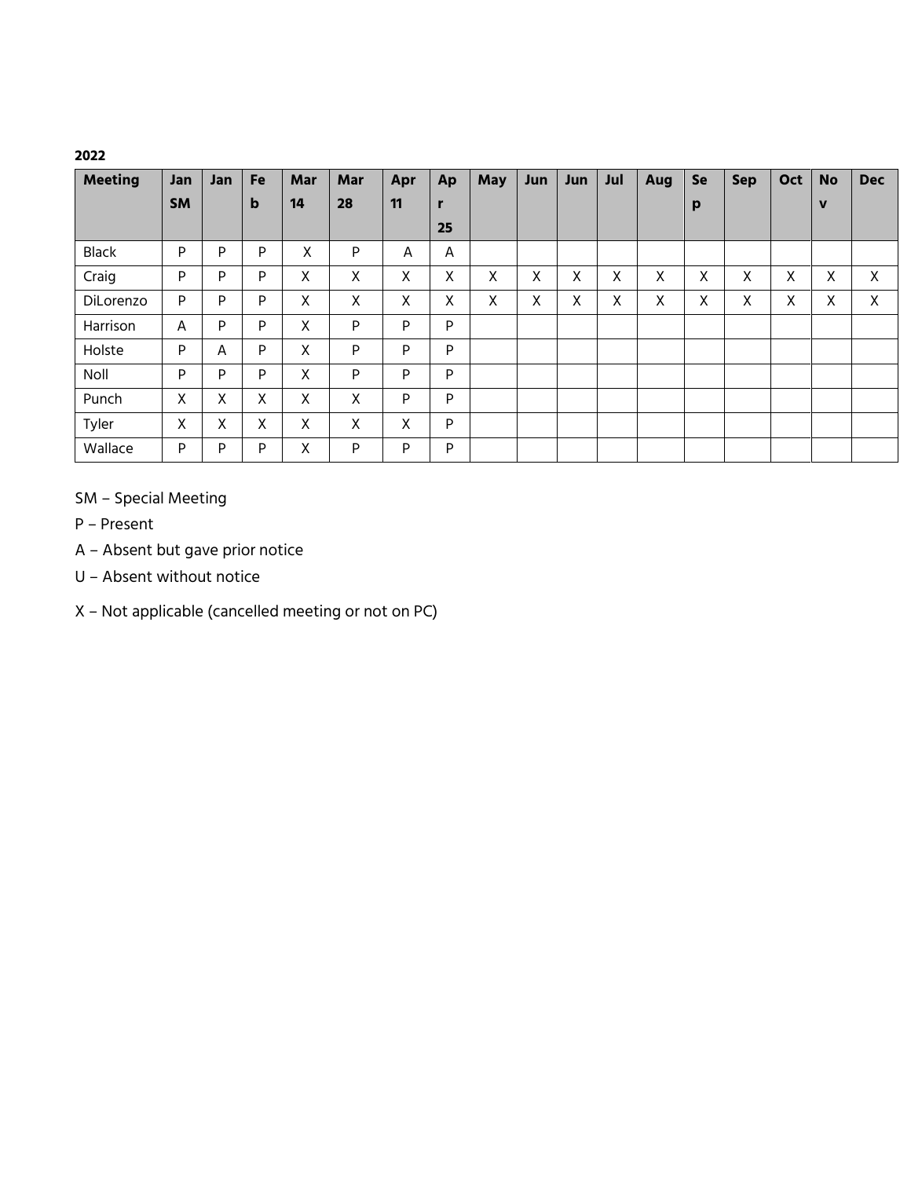**2022**

| Meeting | Jan SM | Jan | Feb | Mar 14 | Mar 28 | Apr 11 | Apr 25 | May | Jun | Jun | Jul | Aug | Sep | Sep | Oct | Nov | Dec |
|---|---|---|---|---|---|---|---|---|---|---|---|---|---|---|---|---|---|
| Black | P | P | P | X | P | A | A | | | | | | | | | | |
| Craig | P | P | P | X | X | X | X | X | X | X | X | X | X | X | X | X | X |
| DiLorenzo | P | P | P | X | X | X | X | X | X | X | X | X | X | X | X | X | X |
| Harrison | A | P | P | X | P | P | P | | | | | | | | | | |
| Holste | P | A | P | X | P | P | P | | | | | | | | | | |
| Noll | P | P | P | X | P | P | P | | | | | | | | | | |
| Punch | X | X | X | X | X | P | P | | | | | | | | | | |
| Tyler | X | X | X | X | X | X | P | | | | | | | | | | |
| Wallace | P | P | P | X | P | P | P | | | | | | | | | | |

SM – Special Meeting

P – Present

A – Absent but gave prior notice

U – Absent without notice

X – Not applicable (cancelled meeting or not on PC)